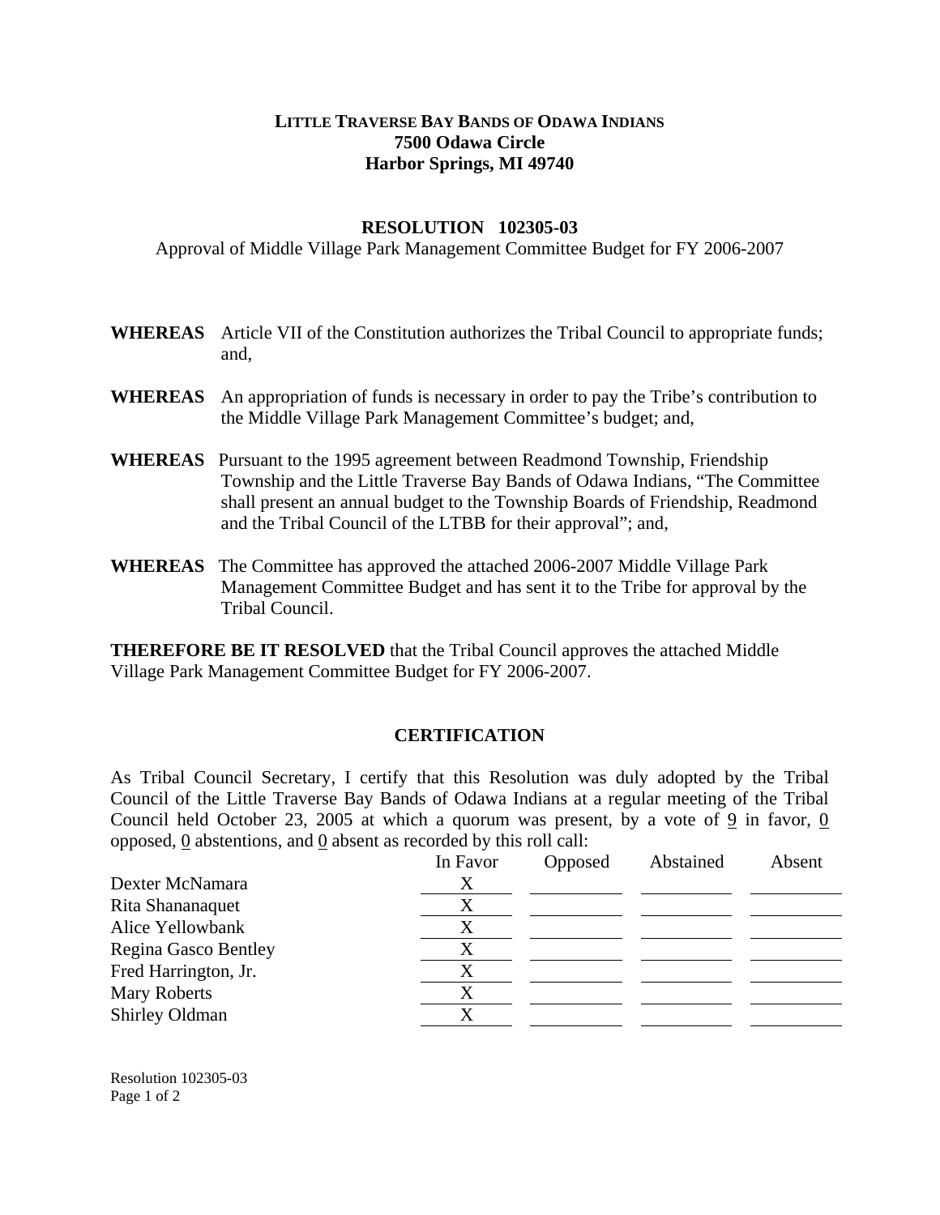**LITTLE TRAVERSE BAY BANDS OF ODAWA INDIANS**
**7500 Odawa Circle**
**Harbor Springs, MI 49740**

## RESOLUTION 102305-03

Approval of Middle Village Park Management Committee Budget for FY 2006-2007

**WHEREAS** Article VII of the Constitution authorizes the Tribal Council to appropriate funds; and,

**WHEREAS** An appropriation of funds is necessary in order to pay the Tribe's contribution to the Middle Village Park Management Committee's budget; and,

**WHEREAS** Pursuant to the 1995 agreement between Readmond Township, Friendship Township and the Little Traverse Bay Bands of Odawa Indians, "The Committee shall present an annual budget to the Township Boards of Friendship, Readmond and the Tribal Council of the LTBB for their approval"; and,

**WHEREAS** The Committee has approved the attached 2006-2007 Middle Village Park Management Committee Budget and has sent it to the Tribe for approval by the Tribal Council.

**THEREFORE BE IT RESOLVED** that the Tribal Council approves the attached Middle Village Park Management Committee Budget for FY 2006-2007.

### CERTIFICATION

As Tribal Council Secretary, I certify that this Resolution was duly adopted by the Tribal Council of the Little Traverse Bay Bands of Odawa Indians at a regular meeting of the Tribal Council held October 23, 2005 at which a quorum was present, by a vote of 9 in favor, 0 opposed, 0 abstentions, and 0 absent as recorded by this roll call:

| | In Favor | Opposed | Abstained | Absent |
|---|---|---|---|---|
| Dexter McNamara | X | | | |
| Rita Shananaquet | X | | | |
| Alice Yellowbank | X | | | |
| Regina Gasco Bentley | X | | | |
| Fred Harrington, Jr. | X | | | |
| Mary Roberts | X | | | |
| Shirley Oldman | X | | | |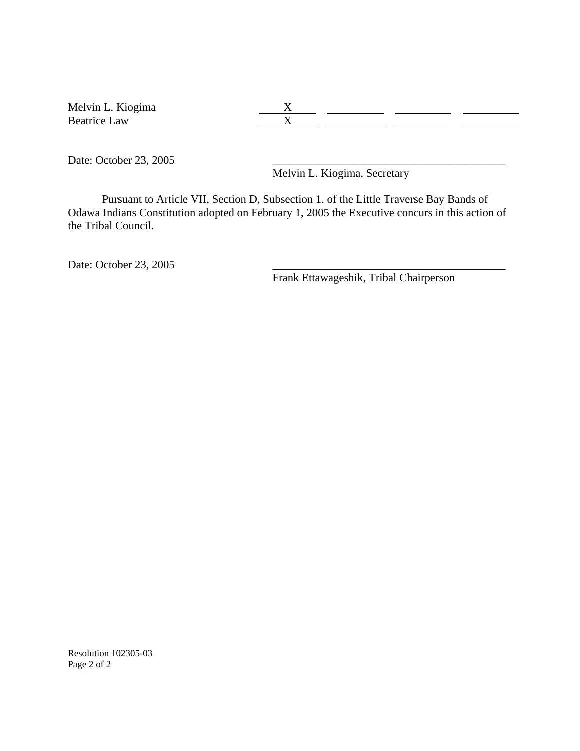| | | | | |
|---|---|---|---|---|
| Melvin L. Kiogima | X | | | |
| Beatrice Law | X | | | |

Date: October 23, 2005

\_\_\_\_\_\_\_\_\_\_\_\_\_\_\_\_\_\_\_\_\_\_\_\_\_\_\_\_\_\_\_\_\_\_\_\_\_\_\_\_\_\_

Melvin L. Kiogima, Secretary

Pursuant to Article VII, Section D, Subsection 1. of the Little Traverse Bay Bands of Odawa Indians Constitution adopted on February 1, 2005 the Executive concurs in this action of the Tribal Council.

Date: October 23, 2005

\_\_\_\_\_\_\_\_\_\_\_\_\_\_\_\_\_\_\_\_\_\_\_\_\_\_\_\_\_\_\_\_\_\_\_\_\_\_\_\_\_\_

Frank Ettawageshik, Tribal Chairperson

Resolution 102305-03